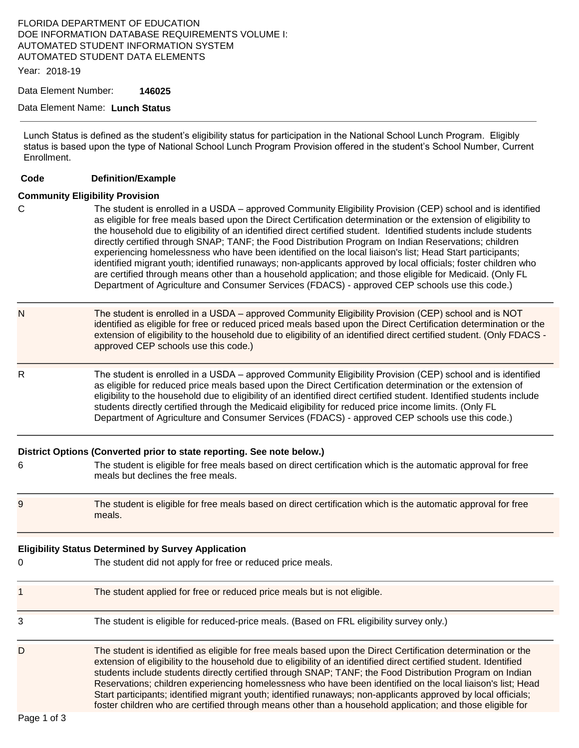FLORIDA DEPARTMENT OF EDUCATION
DOE INFORMATION DATABASE REQUIREMENTS VOLUME I:
AUTOMATED STUDENT INFORMATION SYSTEM
AUTOMATED STUDENT DATA ELEMENTS

Year: 2018-19

Data Element Number: **146025**

Data Element Name: **Lunch Status**

---

Lunch Status is defined as the student's eligibility status for participation in the National School Lunch Program. Eligibly status is based upon the type of National School Lunch Program Provision offered in the student's School Number, Current Enrollment.

| Code | Definition/Example |
|---|---|
| **Community Eligibility Provision** | |
| C | The student is enrolled in a USDA – approved Community Eligibility Provision (CEP) school and is identified as eligible for free meals based upon the Direct Certification determination or the extension of eligibility to the household due to eligibility of an identified direct certified student. Identified students include students directly certified through SNAP; TANF; the Food Distribution Program on Indian Reservations; children experiencing homelessness who have been identified on the local liaison's list; Head Start participants; identified migrant youth; identified runaways; non-applicants approved by local officials; foster children who are certified through means other than a household application; and those eligible for Medicaid. (Only FL Department of Agriculture and Consumer Services (FDACS) - approved CEP schools use this code.) |
| N | The student is enrolled in a USDA – approved Community Eligibility Provision (CEP) school and is NOT identified as eligible for free or reduced priced meals based upon the Direct Certification determination or the extension of eligibility to the household due to eligibility of an identified direct certified student. (Only FDACS - approved CEP schools use this code.) |
| R | The student is enrolled in a USDA – approved Community Eligibility Provision (CEP) school and is identified as eligible for reduced price meals based upon the Direct Certification determination or the extension of eligibility to the household due to eligibility of an identified direct certified student. Identified students include students directly certified through the Medicaid eligibility for reduced price income limits. (Only FL Department of Agriculture and Consumer Services (FDACS) - approved CEP schools use this code.) |
| **District Options (Converted prior to state reporting. See note below.)** | |
| 6 | The student is eligible for free meals based on direct certification which is the automatic approval for free meals but declines the free meals. |
| 9 | The student is eligible for free meals based on direct certification which is the automatic approval for free meals. |
| **Eligibility Status Determined by Survey Application** | |
| 0 | The student did not apply for free or reduced price meals. |
| 1 | The student applied for free or reduced price meals but is not eligible. |
| 3 | The student is eligible for reduced-price meals. (Based on FRL eligibility survey only.) |
| D | The student is identified as eligible for free meals based upon the Direct Certification determination or the extension of eligibility to the household due to eligibility of an identified direct certified student. Identified students include students directly certified through SNAP; TANF; the Food Distribution Program on Indian Reservations; children experiencing homelessness who have been identified on the local liaison's list; Head Start participants; identified migrant youth; identified runaways; non-applicants approved by local officials; foster children who are certified through means other than a household application; and those eligible for |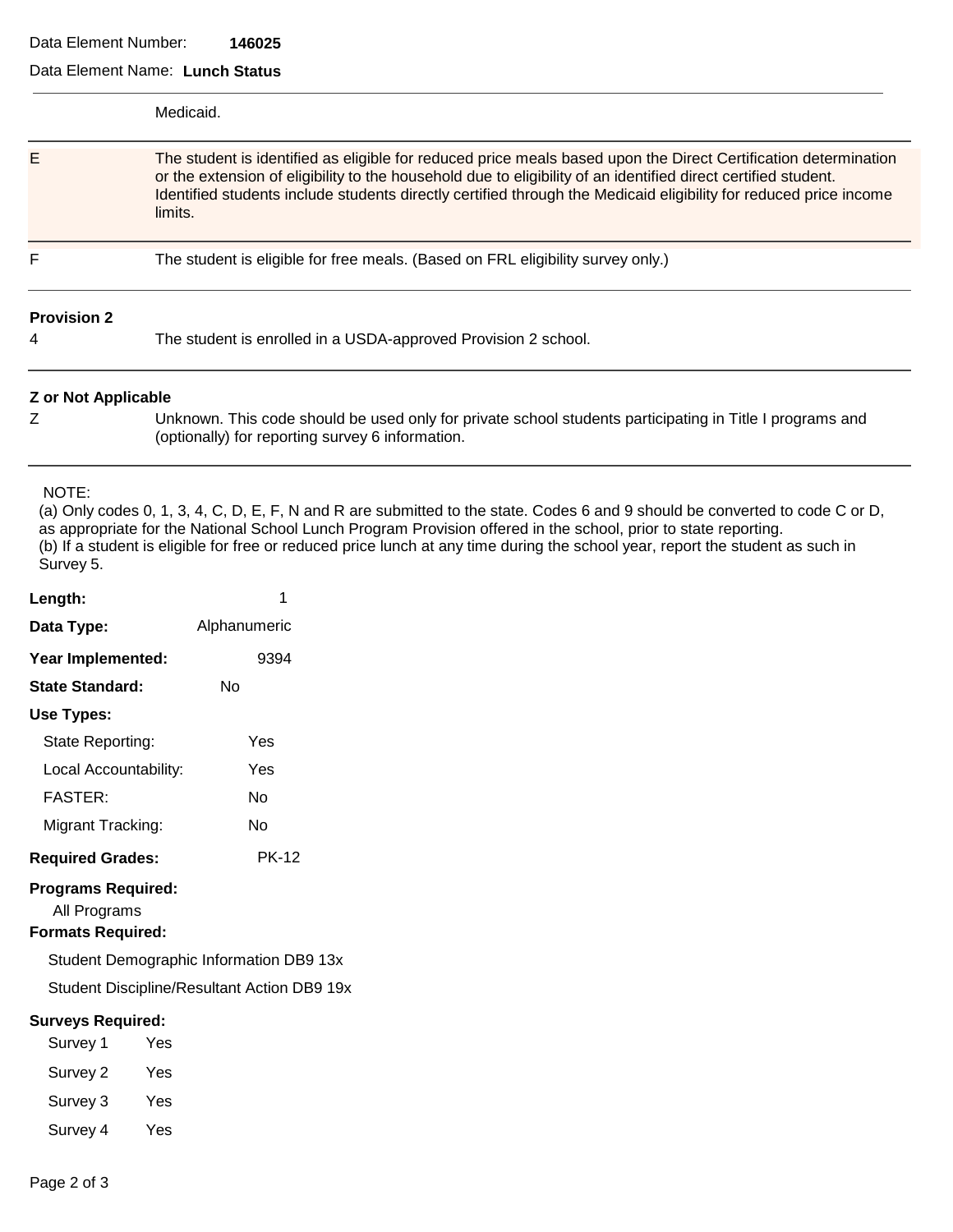Data Element Number: **146025**

Data Element Name: **Lunch Status**

| Code | Description |
|---|---|
| | Medicaid. |
| E | The student is identified as eligible for reduced price meals based upon the Direct Certification determination or the extension of eligibility to the household due to eligibility of an identified direct certified student. Identified students include students directly certified through the Medicaid eligibility for reduced price income limits. |
| F | The student is eligible for free meals. (Based on FRL eligibility survey only.) |

**Provision 2**

| Code | Description |
|---|---|
| 4 | The student is enrolled in a USDA-approved Provision 2 school. |

**Z or Not Applicable**

| Code | Description |
|---|---|
| Z | Unknown. This code should be used only for private school students participating in Title I programs and (optionally) for reporting survey 6 information. |

NOTE:
(a) Only codes 0, 1, 3, 4, C, D, E, F, N and R are submitted to the state. Codes 6 and 9 should be converted to code C or D, as appropriate for the National School Lunch Program Provision offered in the school, prior to state reporting.
(b) If a student is eligible for free or reduced price lunch at any time during the school year, report the student as such in Survey 5.

**Length:** 1

**Data Type:** Alphanumeric

**Year Implemented:** 9394

**State Standard:** No

**Use Types:**

- State Reporting: Yes
- Local Accountability: Yes
- FASTER: No
- Migrant Tracking: No

**Required Grades:** PK-12

**Programs Required:**

All Programs

**Formats Required:**

- Student Demographic Information DB9 13x
- Student Discipline/Resultant Action DB9 19x

**Surveys Required:**

- Survey 1 Yes
- Survey 2 Yes
- Survey 3 Yes
- Survey 4 Yes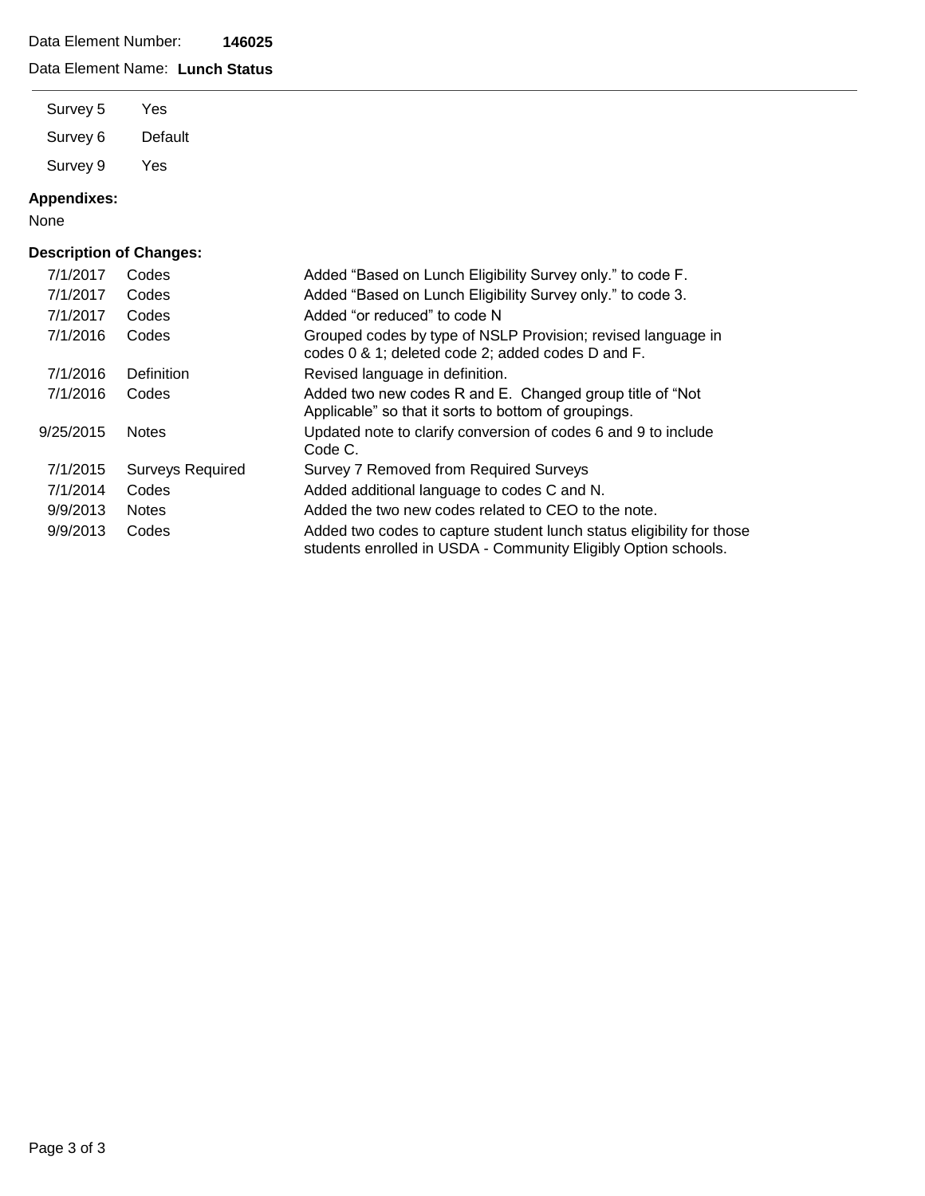Data Element Number: **146025**

Data Element Name: **Lunch Status**

| | |
|---|---|
| Survey 5 | Yes |
| Survey 6 | Default |
| Survey 9 | Yes |

**Appendixes:**

None

**Description of Changes:**

| | | |
|---|---|---|
| 7/1/2017 | Codes | Added “Based on Lunch Eligibility Survey only.” to code F. |
| 7/1/2017 | Codes | Added “Based on Lunch Eligibility Survey only.” to code 3. |
| 7/1/2017 | Codes | Added “or reduced” to code N |
| 7/1/2016 | Codes | Grouped codes by type of NSLP Provision; revised language in codes 0 & 1; deleted code 2; added codes D and F. |
| 7/1/2016 | Definition | Revised language in definition. |
| 7/1/2016 | Codes | Added two new codes R and E. Changed group title of “Not Applicable” so that it sorts to bottom of groupings. |
| 9/25/2015 | Notes | Updated note to clarify conversion of codes 6 and 9 to include Code C. |
| 7/1/2015 | Surveys Required | Survey 7 Removed from Required Surveys |
| 7/1/2014 | Codes | Added additional language to codes C and N. |
| 9/9/2013 | Notes | Added the two new codes related to CEO to the note. |
| 9/9/2013 | Codes | Added two codes to capture student lunch status eligibility for those students enrolled in USDA - Community Eligibly Option schools. |